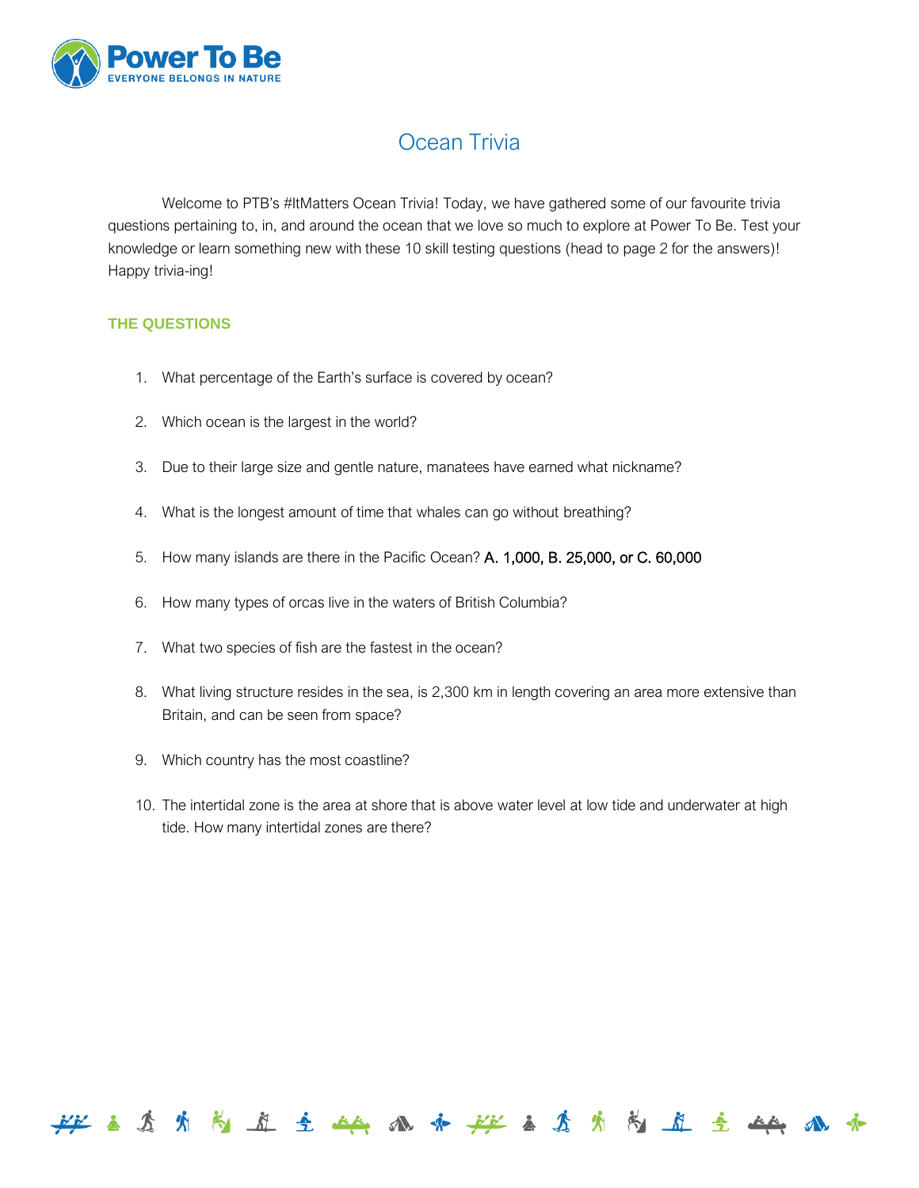# Ocean Trivia

Welcome to PTB's #ItMatters Ocean Trivia! Today, we have gathered some of our favourite trivia questions pertaining to, in, and around the ocean that we love so much to explore at Power To Be. Test your knowledge or learn something new with these 10 skill testing questions (head to page 2 for the answers)! Happy trivia-ing!

## THE QUESTIONS

1. What percentage of the Earth's surface is covered by ocean?
2. Which ocean is the largest in the world?
3. Due to their large size and gentle nature, manatees have earned what nickname?
4. What is the longest amount of time that whales can go without breathing?
5. How many islands are there in the Pacific Ocean? A. 1,000, B. 25,000, or C. 60,000
6. How many types of orcas live in the waters of British Columbia?
7. What two species of fish are the fastest in the ocean?
8. What living structure resides in the sea, is 2,300 km in length covering an area more extensive than Britain, and can be seen from space?
9. Which country has the most coastline?
10. The intertidal zone is the area at shore that is above water level at low tide and underwater at high tide. How many intertidal zones are there?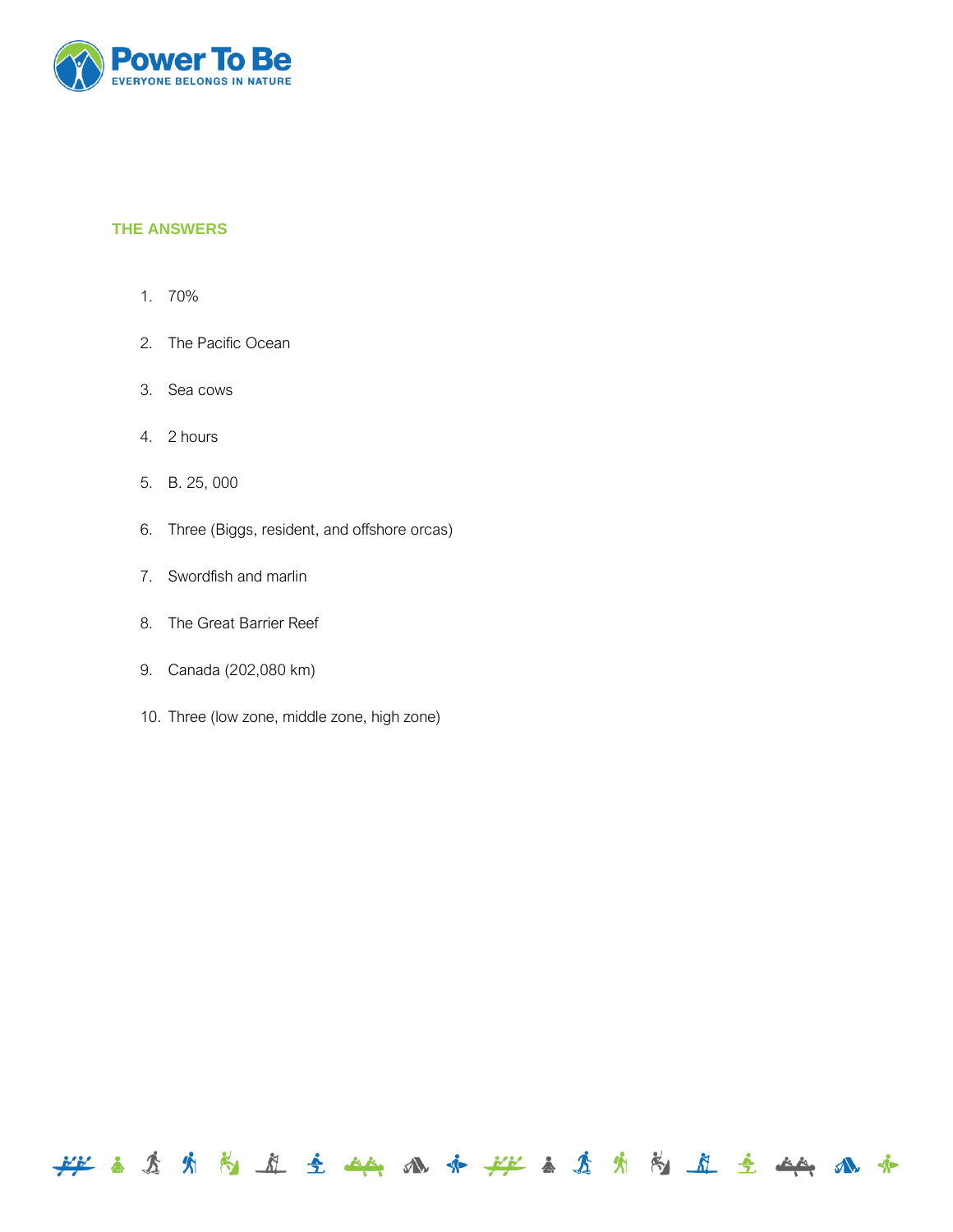Power To Be

EVERYONE BELONGS IN NATURE

## THE ANSWERS

1. 70%
2. The Pacific Ocean
3. Sea cows
4. 2 hours
5. B. 25, 000
6. Three (Biggs, resident, and offshore orcas)
7. Swordfish and marlin
8. The Great Barrier Reef
9. Canada (202,080 km)
10. Three (low zone, middle zone, high zone)